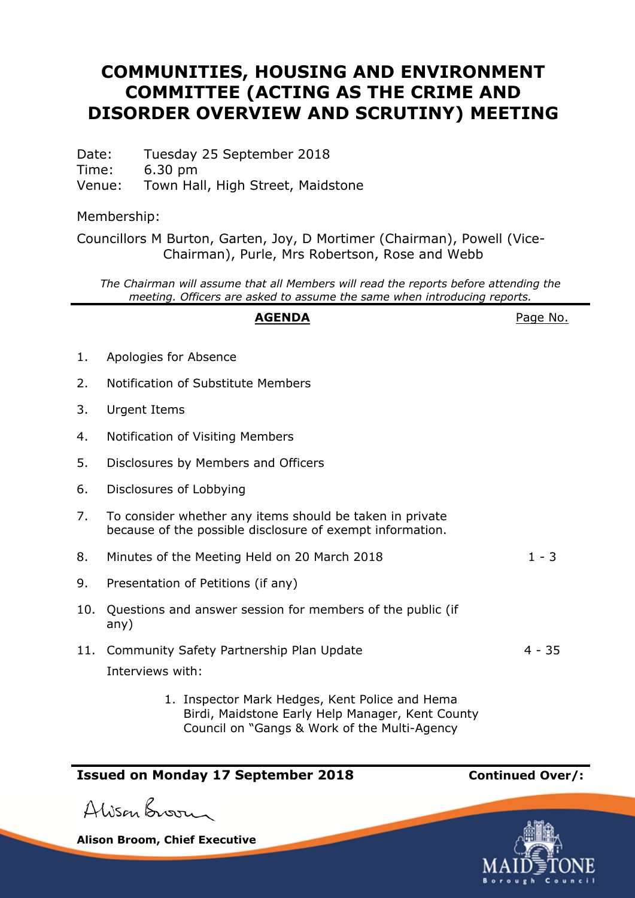# COMMUNITIES, HOUSING AND ENVIRONMENT COMMITTEE (ACTING AS THE CRIME AND DISORDER OVERVIEW AND SCRUTINY) MEETING

Date: Tuesday 25 September 2018
Time: 6.30 pm
Venue: Town Hall, High Street, Maidstone

Membership:

Councillors M Burton, Garten, Joy, D Mortimer (Chairman), Powell (Vice-Chairman), Purle, Mrs Robertson, Rose and Webb

*The Chairman will assume that all Members will read the reports before attending the meeting. Officers are asked to assume the same when introducing reports.*

| | **AGENDA** | Page No. |
|---|---|---|
| 1. | Apologies for Absence | |
| 2. | Notification of Substitute Members | |
| 3. | Urgent Items | |
| 4. | Notification of Visiting Members | |
| 5. | Disclosures by Members and Officers | |
| 6. | Disclosures of Lobbying | |
| 7. | To consider whether any items should be taken in private because of the possible disclosure of exempt information. | |
| 8. | Minutes of the Meeting Held on 20 March 2018 | 1 - 3 |
| 9. | Presentation of Petitions (if any) | |
| 10. | Questions and answer session for members of the public (if any) | |
| 11. | Community Safety Partnership Plan Update | 4 - 35 |

Interviews with:

1. Inspector Mark Hedges, Kent Police and Hema Birdi, Maidstone Early Help Manager, Kent County Council on "Gangs & Work of the Multi-Agency

**Issued on Monday 17 September 2018**

**Continued Over/:**

Alison Broom

**Alison Broom, Chief Executive**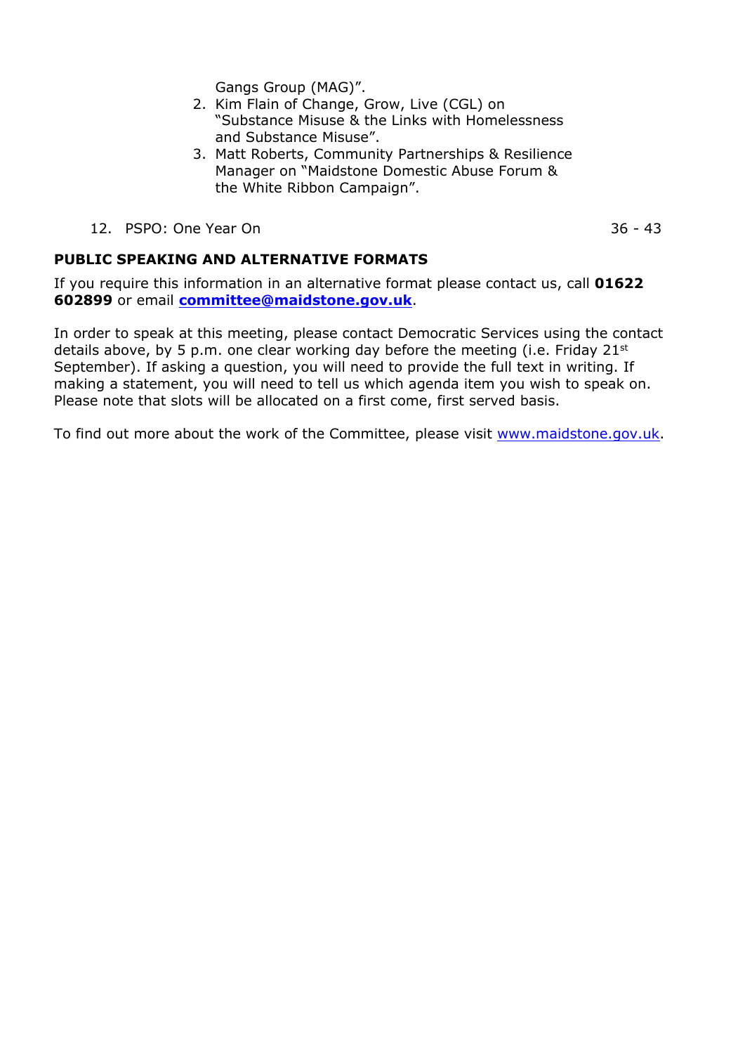Gangs Group (MAG)".

2. Kim Flain of Change, Grow, Live (CGL) on "Substance Misuse & the Links with Homelessness and Substance Misuse".
3. Matt Roberts, Community Partnerships & Resilience Manager on "Maidstone Domestic Abuse Forum & the White Ribbon Campaign".

12. PSPO: One Year On 36 - 43

**PUBLIC SPEAKING AND ALTERNATIVE FORMATS**

If you require this information in an alternative format please contact us, call **01622 602899** or email **committee@maidstone.gov.uk**.

In order to speak at this meeting, please contact Democratic Services using the contact details above, by 5 p.m. one clear working day before the meeting (i.e. Friday 21st September). If asking a question, you will need to provide the full text in writing. If making a statement, you will need to tell us which agenda item you wish to speak on. Please note that slots will be allocated on a first come, first served basis.

To find out more about the work of the Committee, please visit www.maidstone.gov.uk.